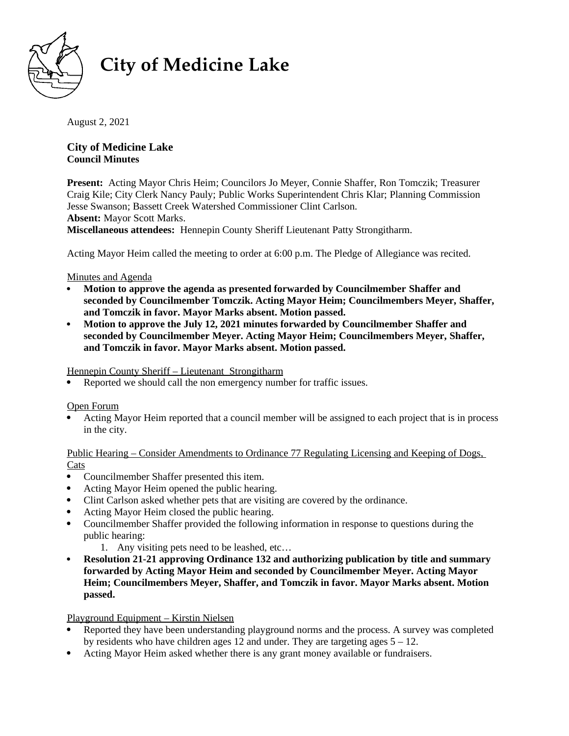# City of Medicine Lake

August 2, 2021

**City of Medicine Lake**
**Council Minutes**

**Present:** Acting Mayor Chris Heim; Councilors Jo Meyer, Connie Shaffer, Ron Tomczik; Treasurer Craig Kile; City Clerk Nancy Pauly; Public Works Superintendent Chris Klar; Planning Commission Jesse Swanson; Bassett Creek Watershed Commissioner Clint Carlson.
**Absent:** Mayor Scott Marks.
**Miscellaneous attendees:** Hennepin County Sheriff Lieutenant Patty Strongitharm.

Acting Mayor Heim called the meeting to order at 6:00 p.m. The Pledge of Allegiance was recited.

Minutes and Agenda

- **Motion to approve the agenda as presented forwarded by Councilmember Shaffer and seconded by Councilmember Tomczik. Acting Mayor Heim; Councilmembers Meyer, Shaffer, and Tomczik in favor. Mayor Marks absent. Motion passed.**
- **Motion to approve the July 12, 2021 minutes forwarded by Councilmember Shaffer and seconded by Councilmember Meyer. Acting Mayor Heim; Councilmembers Meyer, Shaffer, and Tomczik in favor. Mayor Marks absent. Motion passed.**

Hennepin County Sheriff – Lieutenant Strongitharm

- Reported we should call the non emergency number for traffic issues.

Open Forum

- Acting Mayor Heim reported that a council member will be assigned to each project that is in process in the city.

Public Hearing – Consider Amendments to Ordinance 77 Regulating Licensing and Keeping of Dogs, Cats

- Councilmember Shaffer presented this item.
- Acting Mayor Heim opened the public hearing.
- Clint Carlson asked whether pets that are visiting are covered by the ordinance.
- Acting Mayor Heim closed the public hearing.
- Councilmember Shaffer provided the following information in response to questions during the public hearing:
    1. Any visiting pets need to be leashed, etc…
- **Resolution 21-21 approving Ordinance 132 and authorizing publication by title and summary forwarded by Acting Mayor Heim and seconded by Councilmember Meyer. Acting Mayor Heim; Councilmembers Meyer, Shaffer, and Tomczik in favor. Mayor Marks absent. Motion passed.**

Playground Equipment – Kirstin Nielsen

- Reported they have been understanding playground norms and the process. A survey was completed by residents who have children ages 12 and under. They are targeting ages 5 – 12.
- Acting Mayor Heim asked whether there is any grant money available or fundraisers.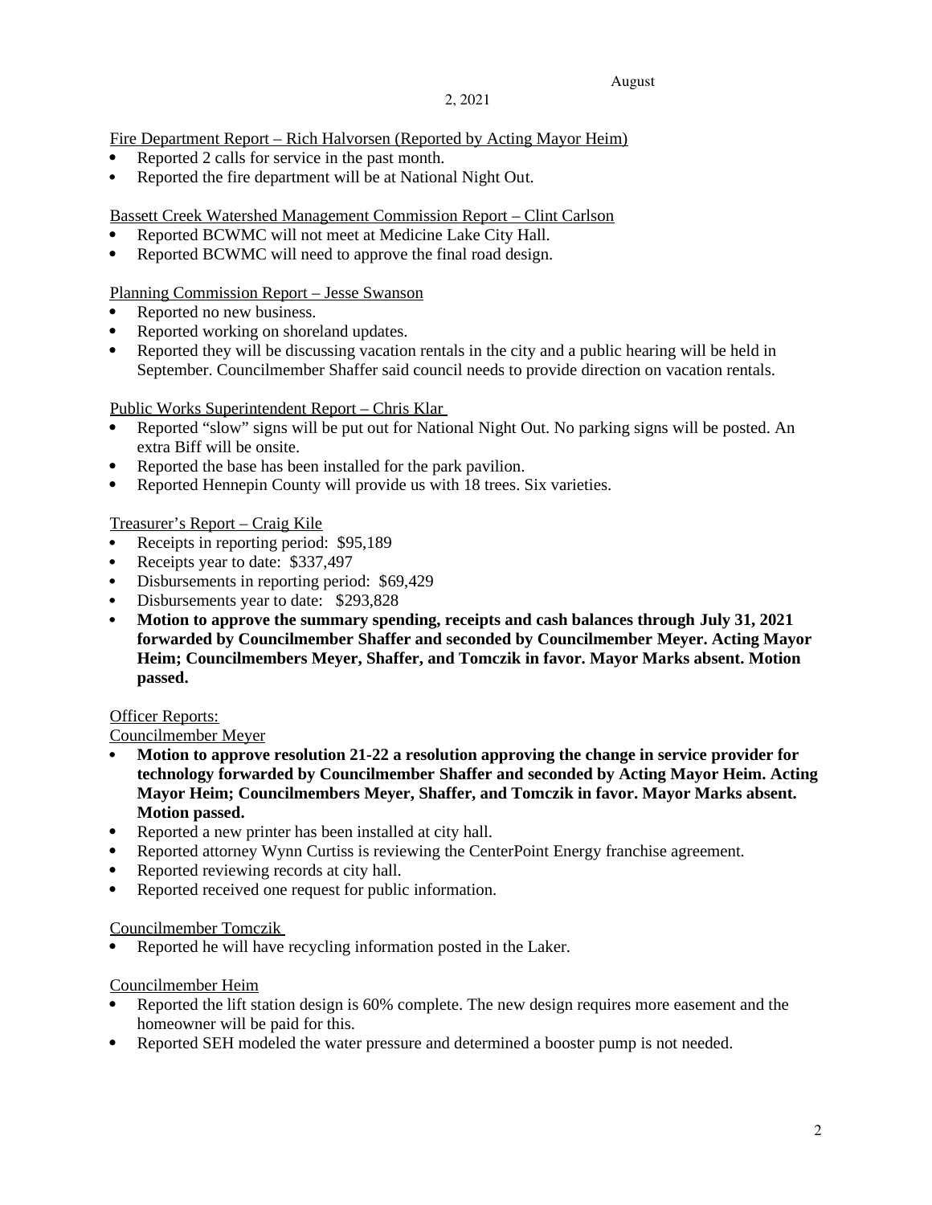Fire Department Report – Rich Halvorsen (Reported by Acting Mayor Heim)

- Reported 2 calls for service in the past month.
- Reported the fire department will be at National Night Out.

Bassett Creek Watershed Management Commission Report – Clint Carlson

- Reported BCWMC will not meet at Medicine Lake City Hall.
- Reported BCWMC will need to approve the final road design.

Planning Commission Report – Jesse Swanson

- Reported no new business.
- Reported working on shoreland updates.
- Reported they will be discussing vacation rentals in the city and a public hearing will be held in September. Councilmember Shaffer said council needs to provide direction on vacation rentals.

Public Works Superintendent Report – Chris Klar

- Reported "slow" signs will be put out for National Night Out. No parking signs will be posted. An extra Biff will be onsite.
- Reported the base has been installed for the park pavilion.
- Reported Hennepin County will provide us with 18 trees. Six varieties.

Treasurer's Report – Craig Kile

- Receipts in reporting period: $95,189
- Receipts year to date: $337,497
- Disbursements in reporting period: $69,429
- Disbursements year to date: $293,828
- **Motion to approve the summary spending, receipts and cash balances through July 31, 2021 forwarded by Councilmember Shaffer and seconded by Councilmember Meyer. Acting Mayor Heim; Councilmembers Meyer, Shaffer, and Tomczik in favor. Mayor Marks absent. Motion passed.**

Officer Reports:

Councilmember Meyer

- **Motion to approve resolution 21-22 a resolution approving the change in service provider for technology forwarded by Councilmember Shaffer and seconded by Acting Mayor Heim. Acting Mayor Heim; Councilmembers Meyer, Shaffer, and Tomczik in favor. Mayor Marks absent. Motion passed.**
- Reported a new printer has been installed at city hall.
- Reported attorney Wynn Curtiss is reviewing the CenterPoint Energy franchise agreement.
- Reported reviewing records at city hall.
- Reported received one request for public information.

Councilmember Tomczik

- Reported he will have recycling information posted in the Laker.

Councilmember Heim

- Reported the lift station design is 60% complete. The new design requires more easement and the homeowner will be paid for this.
- Reported SEH modeled the water pressure and determined a booster pump is not needed.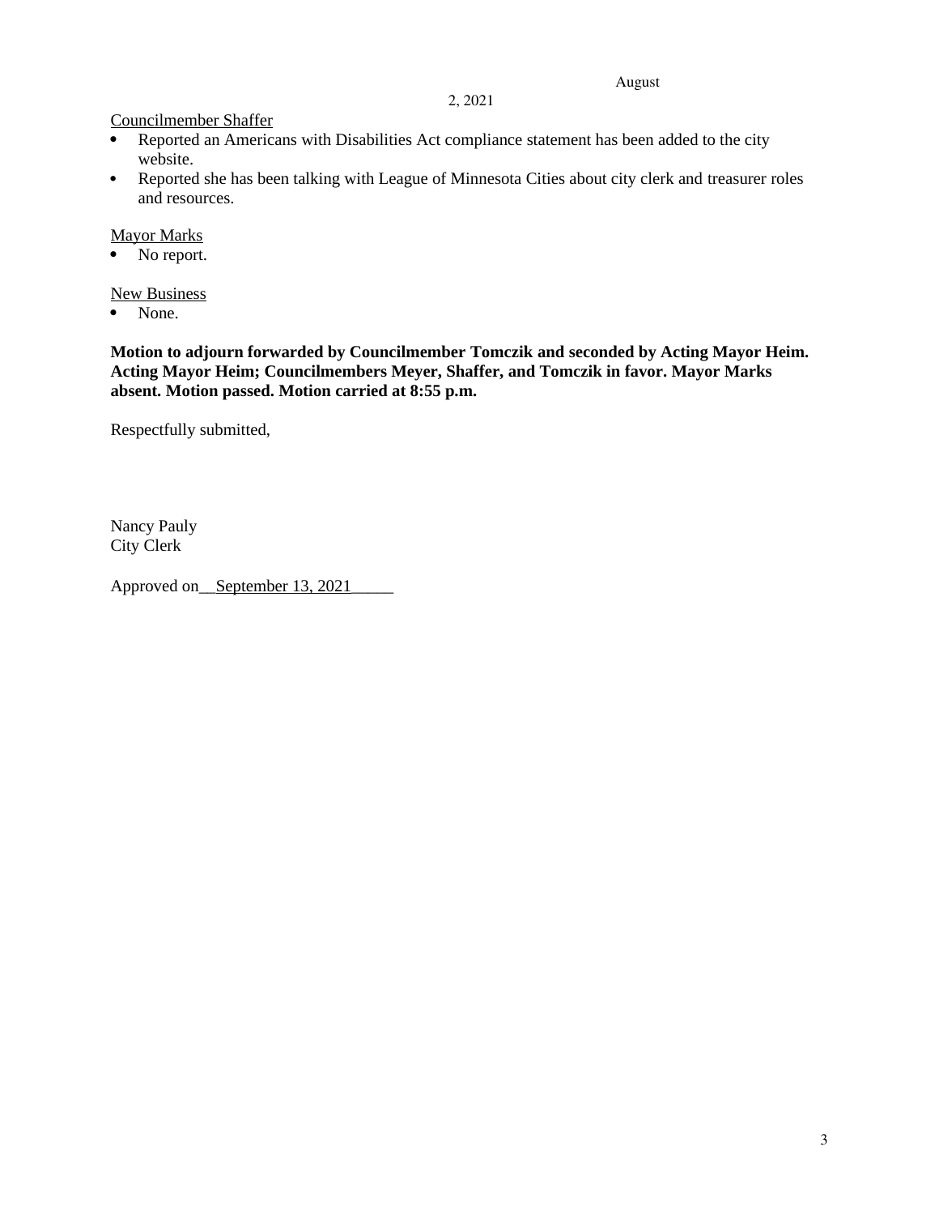Councilmember Shaffer

- Reported an Americans with Disabilities Act compliance statement has been added to the city website.
- Reported she has been talking with League of Minnesota Cities about city clerk and treasurer roles and resources.

Mayor Marks

- No report.

New Business

- None.

**Motion to adjourn forwarded by Councilmember Tomczik and seconded by Acting Mayor Heim. Acting Mayor Heim; Councilmembers Meyer, Shaffer, and Tomczik in favor. Mayor Marks absent. Motion passed. Motion carried at 8:55 p.m.**

Respectfully submitted,

Nancy Pauly
City Clerk

Approved on September 13, 2021